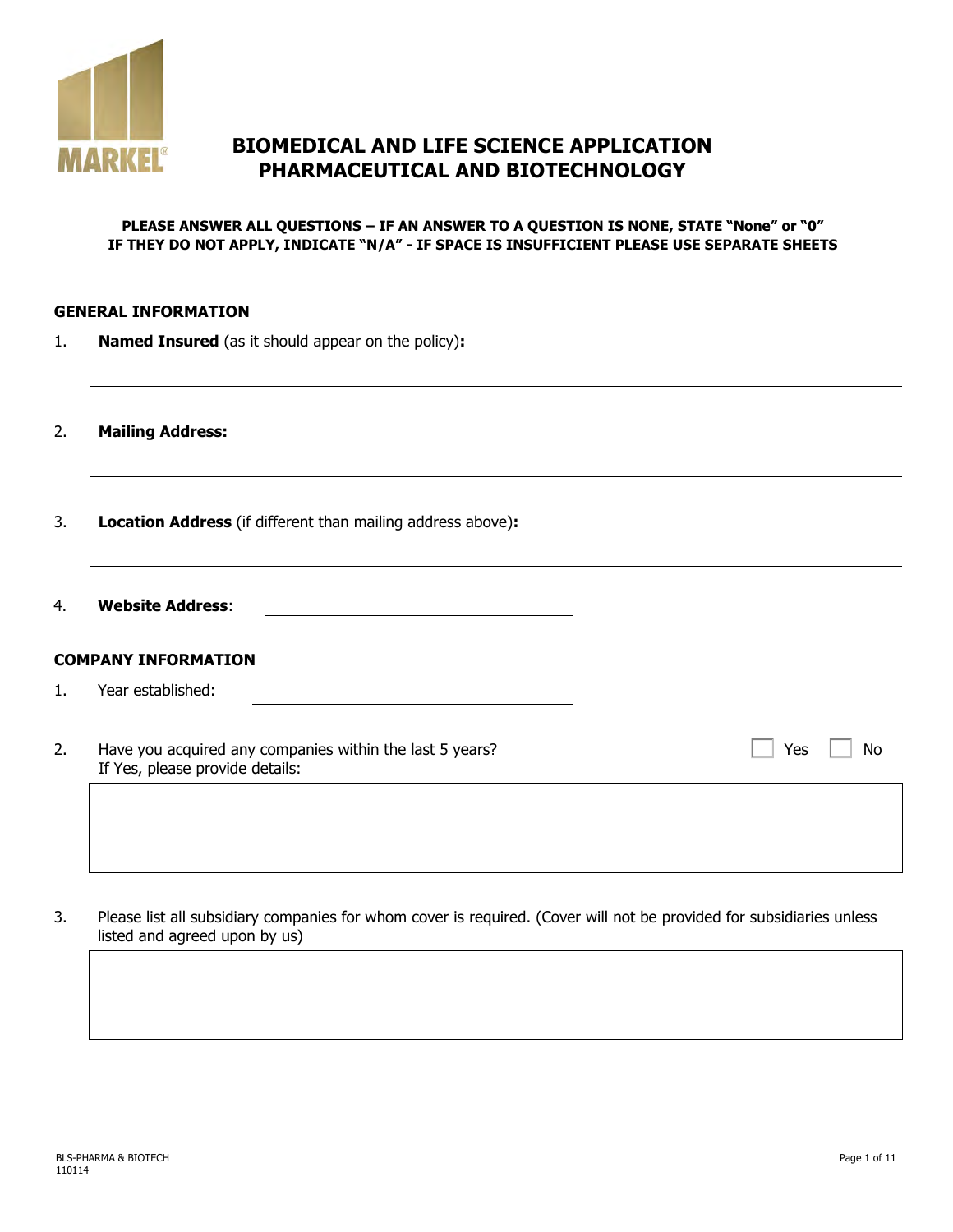# BIOMEDICAL AND LIFE SCIENCE APPLICATION
# PHARMACEUTICAL AND BIOTECHNOLOGY

**PLEASE ANSWER ALL QUESTIONS – IF AN ANSWER TO A QUESTION IS NONE, STATE "None" or "0"**
**IF THEY DO NOT APPLY, INDICATE "N/A" - IF SPACE IS INSUFFICIENT PLEASE USE SEPARATE SHEETS**

## GENERAL INFORMATION

1. **Named Insured** (as it should appear on the policy)**:**

   ______________________________________________

2. **Mailing Address:**

   ______________________________________________

3. **Location Address** (if different than mailing address above)**:**

   ______________________________________________

4. **Website Address**: ______________________

## COMPANY INFORMATION

1. Year established: ______________________

2. Have you acquired any companies within the last 5 years? ☐ Yes ☐ No
   If Yes, please provide details:

   ______________________________________________

3. Please list all subsidiary companies for whom cover is required. (Cover will not be provided for subsidiaries unless listed and agreed upon by us)

   ______________________________________________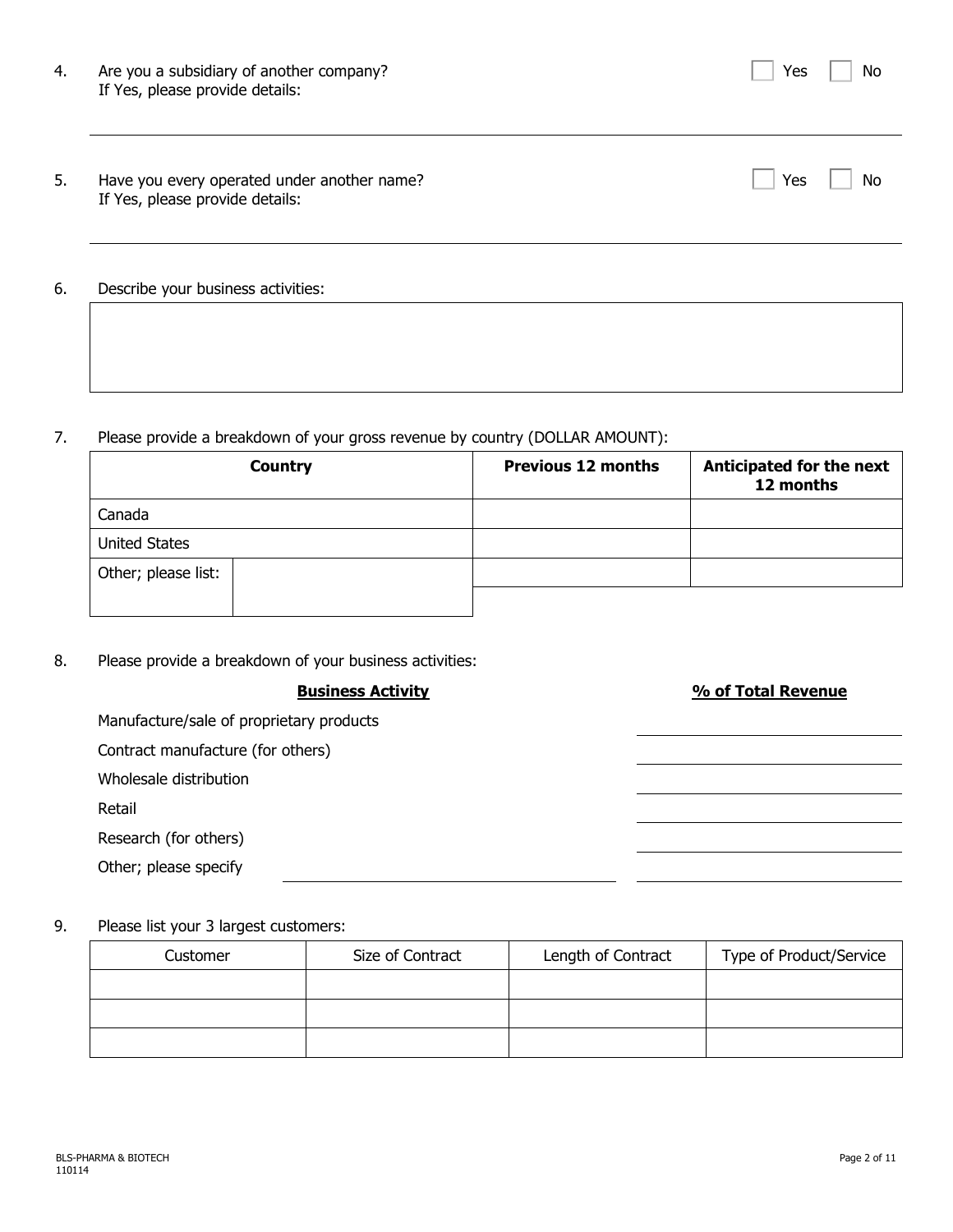4. Are you a subsidiary of another company? ☐ Yes ☐ No
   If Yes, please provide details:

5. Have you every operated under another name? ☐ Yes ☐ No
   If Yes, please provide details:

6. Describe your business activities:

7. Please provide a breakdown of your gross revenue by country (DOLLAR AMOUNT):

| Country | | Previous 12 months | Anticipated for the next 12 months |
|---|---|---|---|
| Canada | | | |
| United States | | | |
| Other; please list: | | | |

8. Please provide a breakdown of your business activities:

| **Business Activity** | **% of Total Revenue** |
|---|---|
| Manufacture/sale of proprietary products | |
| Contract manufacture (for others) | |
| Wholesale distribution | |
| Retail | |
| Research (for others) | |
| Other; please specify | |

9. Please list your 3 largest customers:

| Customer | Size of Contract | Length of Contract | Type of Product/Service |
|---|---|---|---|
| | | | |
| | | | |
| | | | |

BLS-PHARMA & BIOTECH
110114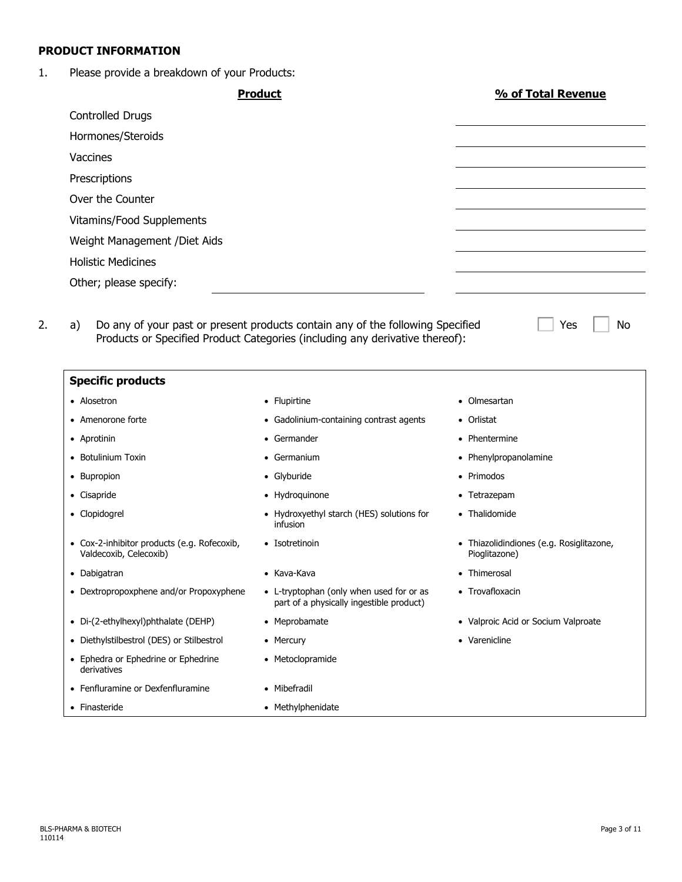## PRODUCT INFORMATION

1. Please provide a breakdown of your Products:

| **Product** | **% of Total Revenue** |
|---|---|
| Controlled Drugs | |
| Hormones/Steroids | |
| Vaccines | |
| Prescriptions | |
| Over the Counter | |
| Vitamins/Food Supplements | |
| Weight Management /Diet Aids | |
| Holistic Medicines | |
| Other; please specify: ______________________ | |

2. a) Do any of your past or present products contain any of the following Specified Products or Specified Product Categories (including any derivative thereof): ☐ Yes ☐ No

**Specific products**

- Alosetron
- Amenorone forte
- Aprotinin
- Botulinium Toxin
- Bupropion
- Cisapride
- Clopidogrel
- Cox-2-inhibitor products (e.g. Rofecoxib, Valdecoxib, Celecoxib)
- Dabigatran
- Dextropropoxphene and/or Propoxyphene
- Di-(2-ethylhexyl)phthalate (DEHP)
- Diethylstilbestrol (DES) or Stilbestrol
- Ephedra or Ephedrine or Ephedrine derivatives
- Fenfluramine or Dexfenfluramine
- Finasteride
- Flupirtine
- Gadolinium-containing contrast agents
- Germander
- Germanium
- Glyburide
- Hydroquinone
- Hydroxyethyl starch (HES) solutions for infusion
- Isotretinoin
- Kava-Kava
- L-tryptophan (only when used for or as part of a physically ingestible product)
- Meprobamate
- Mercury
- Metoclopramide
- Mibefradil
- Methylphenidate
- Olmesartan
- Orlistat
- Phentermine
- Phenylpropanolamine
- Primodos
- Tetrazepam
- Thalidomide
- Thiazolidindiones (e.g. Rosiglitazone, Pioglitazone)
- Thimerosal
- Trovafloxacin
- Valproic Acid or Socium Valproate
- Varenicline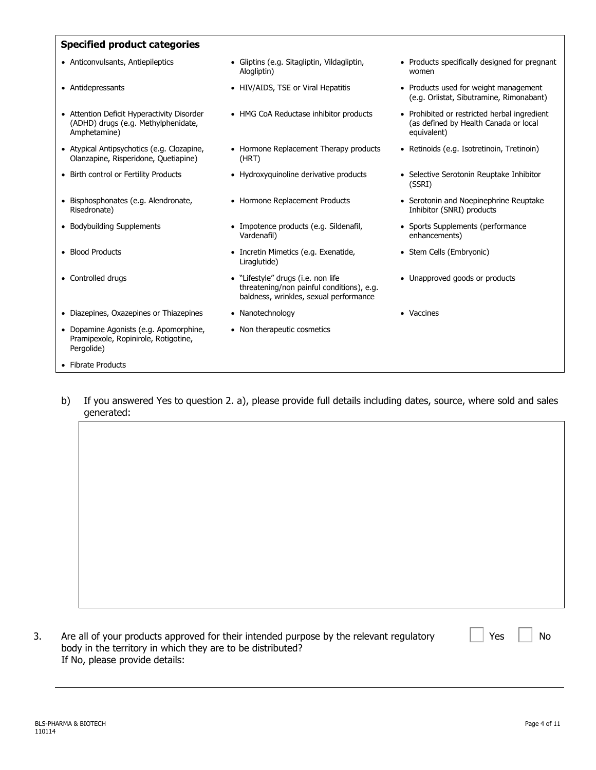### Specified product categories

- Anticonvulsants, Antiepileptics
- Antidepressants
- Attention Deficit Hyperactivity Disorder (ADHD) drugs (e.g. Methylphenidate, Amphetamine)
- Atypical Antipsychotics (e.g. Clozapine, Olanzapine, Risperidone, Quetiapine)
- Birth control or Fertility Products
- Bisphosphonates (e.g. Alendronate, Risedronate)
- Bodybuilding Supplements
- Blood Products
- Controlled drugs
- Diazepines, Oxazepines or Thiazepines
- Dopamine Agonists (e.g. Apomorphine, Pramipexole, Ropinirole, Rotigotine, Pergolide)
- Fibrate Products
- Gliptins (e.g. Sitagliptin, Vildagliptin, Alogliptin)
- HIV/AIDS, TSE or Viral Hepatitis
- HMG CoA Reductase inhibitor products
- Hormone Replacement Therapy products (HRT)
- Hydroxyquinoline derivative products
- Hormone Replacement Products
- Impotence products (e.g. Sildenafil, Vardenafil)
- Incretin Mimetics (e.g. Exenatide, Liraglutide)
- "Lifestyle" drugs (i.e. non life threatening/non painful conditions), e.g. baldness, wrinkles, sexual performance
- Nanotechnology
- Non therapeutic cosmetics
- Products specifically designed for pregnant women
- Products used for weight management (e.g. Orlistat, Sibutramine, Rimonabant)
- Prohibited or restricted herbal ingredient (as defined by Health Canada or local equivalent)
- Retinoids (e.g. Isotretinoin, Tretinoin)
- Selective Serotonin Reuptake Inhibitor (SSRI)
- Serotonin and Noepinephrine Reuptake Inhibitor (SNRI) products
- Sports Supplements (performance enhancements)
- Stem Cells (Embryonic)
- Unapproved goods or products
- Vaccines

b) If you answered Yes to question 2. a), please provide full details including dates, source, where sold and sales generated:

3. Are all of your products approved for their intended purpose by the relevant regulatory body in the territory in which they are to be distributed? ☐ Yes ☐ No
   If No, please provide details: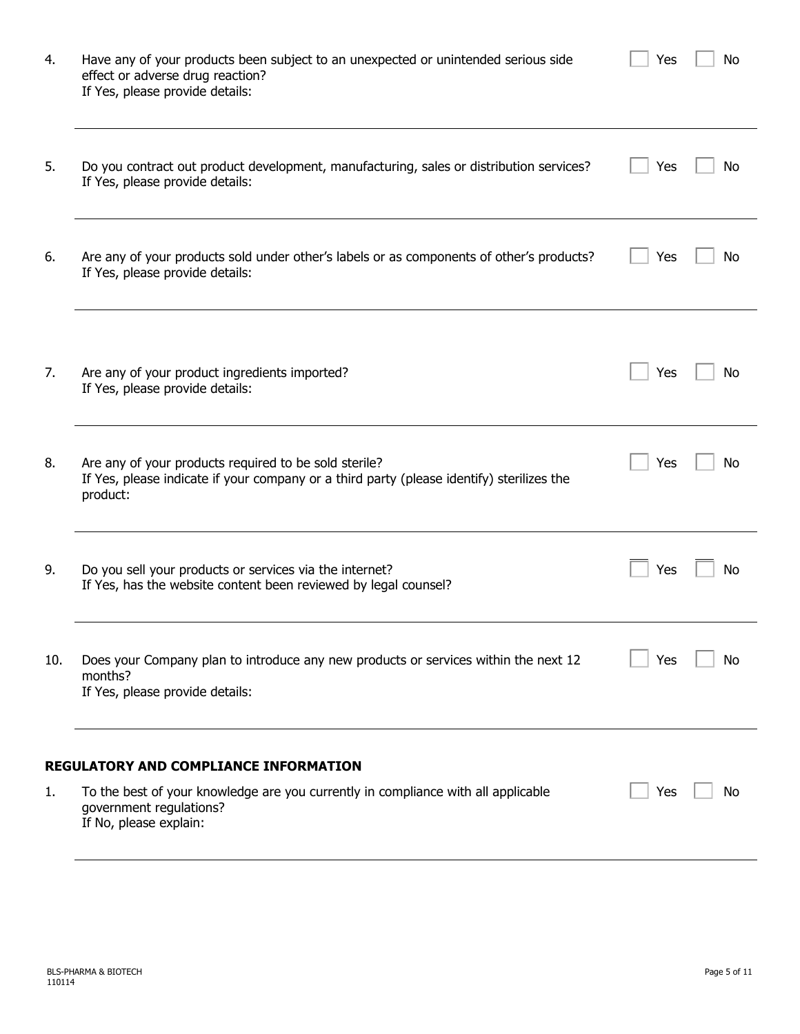4. Have any of your products been subject to an unexpected or unintended serious side effect or adverse drug reaction? ☐ Yes ☐ No
   If Yes, please provide details:

---

5. Do you contract out product development, manufacturing, sales or distribution services? ☐ Yes ☐ No
   If Yes, please provide details:

---

6. Are any of your products sold under other's labels or as components of other's products? ☐ Yes ☐ No
   If Yes, please provide details:

---

7. Are any of your product ingredients imported? ☐ Yes ☐ No
   If Yes, please provide details:

---

8. Are any of your products required to be sold sterile? ☐ Yes ☐ No
   If Yes, please indicate if your company or a third party (please identify) sterilizes the product:

---

9. Do you sell your products or services via the internet? ☐ Yes ☐ No
   If Yes, has the website content been reviewed by legal counsel?

---

10. Does your Company plan to introduce any new products or services within the next 12 months? ☐ Yes ☐ No
    If Yes, please provide details:

---

**REGULATORY AND COMPLIANCE INFORMATION**

1. To the best of your knowledge are you currently in compliance with all applicable government regulations? ☐ Yes ☐ No
   If No, please explain:

---

BLS-PHARMA & BIOTECH
110114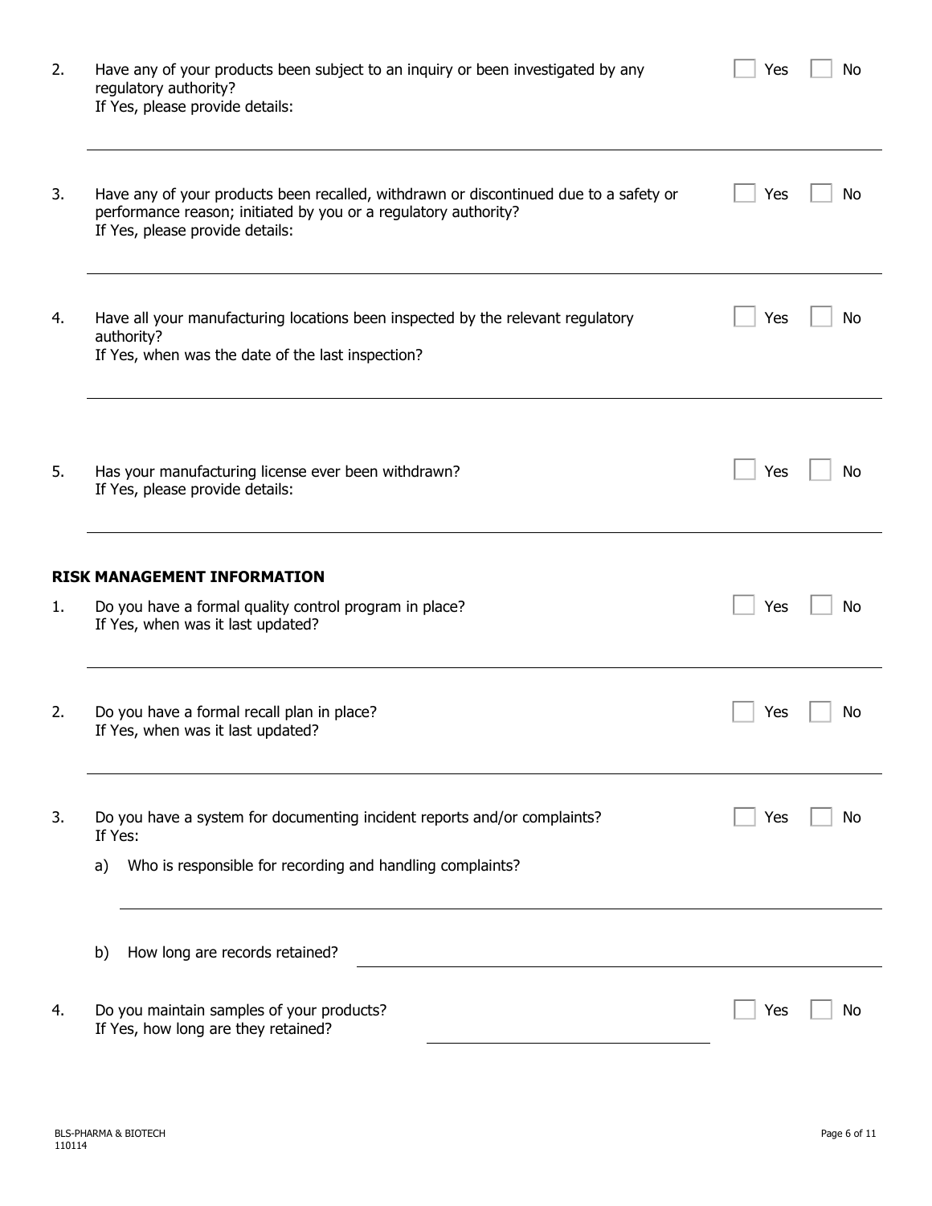2. Have any of your products been subject to an inquiry or been investigated by any regulatory authority? ☐ Yes ☐ No
   If Yes, please provide details:

   ___

3. Have any of your products been recalled, withdrawn or discontinued due to a safety or performance reason; initiated by you or a regulatory authority? ☐ Yes ☐ No
   If Yes, please provide details:

   ___

4. Have all your manufacturing locations been inspected by the relevant regulatory authority? ☐ Yes ☐ No
   If Yes, when was the date of the last inspection?

   ___

5. Has your manufacturing license ever been withdrawn? ☐ Yes ☐ No
   If Yes, please provide details:

   ___

**RISK MANAGEMENT INFORMATION**

1. Do you have a formal quality control program in place? ☐ Yes ☐ No
   If Yes, when was it last updated?

   ___

2. Do you have a formal recall plan in place? ☐ Yes ☐ No
   If Yes, when was it last updated?

   ___

3. Do you have a system for documenting incident reports and/or complaints? ☐ Yes ☐ No
   If Yes:

   a) Who is responsible for recording and handling complaints?

      ___

   b) How long are records retained? ___

4. Do you maintain samples of your products? ☐ Yes ☐ No
   If Yes, how long are they retained? ___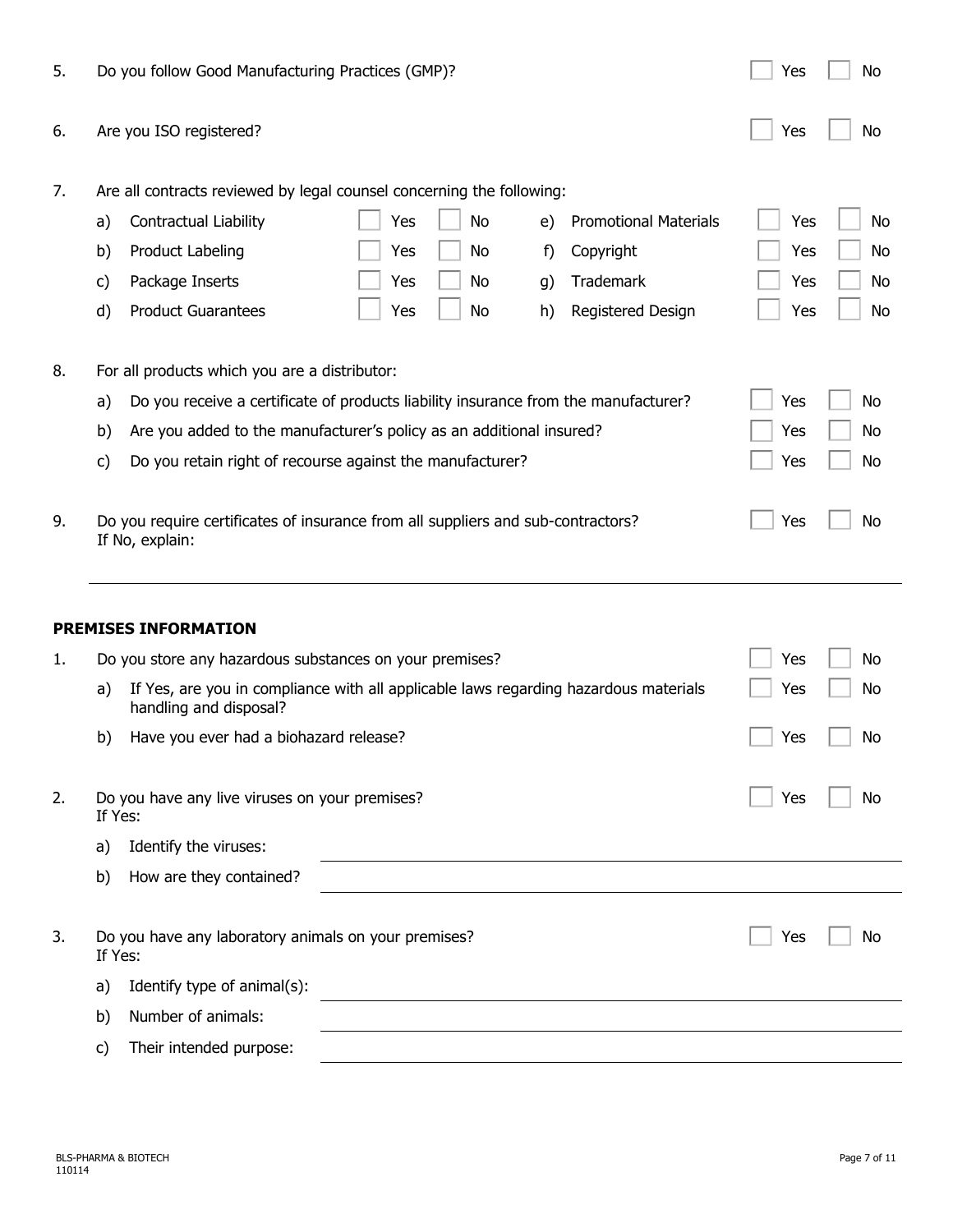5. Do you follow Good Manufacturing Practices (GMP)? ☐ Yes ☐ No

6. Are you ISO registered? ☐ Yes ☐ No

7. Are all contracts reviewed by legal counsel concerning the following:

| | | | | | | |
|---|---|---|---|---|---|---|
| a) | Contractual Liability | ☐ Yes ☐ No | e) | Promotional Materials | ☐ Yes ☐ No |
| b) | Product Labeling | ☐ Yes ☐ No | f) | Copyright | ☐ Yes ☐ No |
| c) | Package Inserts | ☐ Yes ☐ No | g) | Trademark | ☐ Yes ☐ No |
| d) | Product Guarantees | ☐ Yes ☐ No | h) | Registered Design | ☐ Yes ☐ No |

8. For all products which you are a distributor:

   a) Do you receive a certificate of products liability insurance from the manufacturer? ☐ Yes ☐ No

   b) Are you added to the manufacturer's policy as an additional insured? ☐ Yes ☐ No

   c) Do you retain right of recourse against the manufacturer? ☐ Yes ☐ No

9. Do you require certificates of insurance from all suppliers and sub-contractors? ☐ Yes ☐ No
   If No, explain:

______________________________________________________________________

**PREMISES INFORMATION**

1. Do you store any hazardous substances on your premises? ☐ Yes ☐ No

   a) If Yes, are you in compliance with all applicable laws regarding hazardous materials handling and disposal? ☐ Yes ☐ No

   b) Have you ever had a biohazard release? ☐ Yes ☐ No

2. Do you have any live viruses on your premises? ☐ Yes ☐ No
   If Yes:

   a) Identify the viruses: ______________________

   b) How are they contained? ______________________

3. Do you have any laboratory animals on your premises? ☐ Yes ☐ No
   If Yes:

   a) Identify type of animal(s): ______________________

   b) Number of animals: ______________________

   c) Their intended purpose: ______________________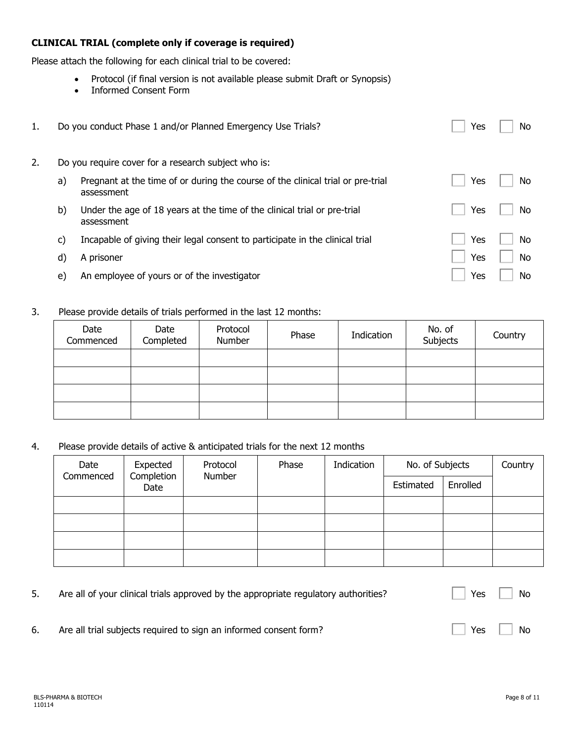**CLINICAL TRIAL (complete only if coverage is required)**

Please attach the following for each clinical trial to be covered:

- Protocol (if final version is not available please submit Draft or Synopsis)
- Informed Consent Form

1. Do you conduct Phase 1 and/or Planned Emergency Use Trials? ☐ Yes ☐ No

2. Do you require cover for a research subject who is:

   a) Pregnant at the time of or during the course of the clinical trial or pre-trial assessment ☐ Yes ☐ No

   b) Under the age of 18 years at the time of the clinical trial or pre-trial assessment ☐ Yes ☐ No

   c) Incapable of giving their legal consent to participate in the clinical trial ☐ Yes ☐ No

   d) A prisoner ☐ Yes ☐ No

   e) An employee of yours or of the investigator ☐ Yes ☐ No

3. Please provide details of trials performed in the last 12 months:

| Date Commenced | Date Completed | Protocol Number | Phase | Indication | No. of Subjects | Country |
|---|---|---|---|---|---|---|
| | | | | | | |
| | | | | | | |
| | | | | | | |
| | | | | | | |

4. Please provide details of active & anticipated trials for the next 12 months

| Date Commenced | Expected Completion Date | Protocol Number | Phase | Indication | No. of Subjects | | Country |
|---|---|---|---|---|---|---|---|
| | | | | | Estimated | Enrolled | |
| | | | | | | | |
| | | | | | | | |
| | | | | | | | |
| | | | | | | | |

5. Are all of your clinical trials approved by the appropriate regulatory authorities? ☐ Yes ☐ No

6. Are all trial subjects required to sign an informed consent form? ☐ Yes ☐ No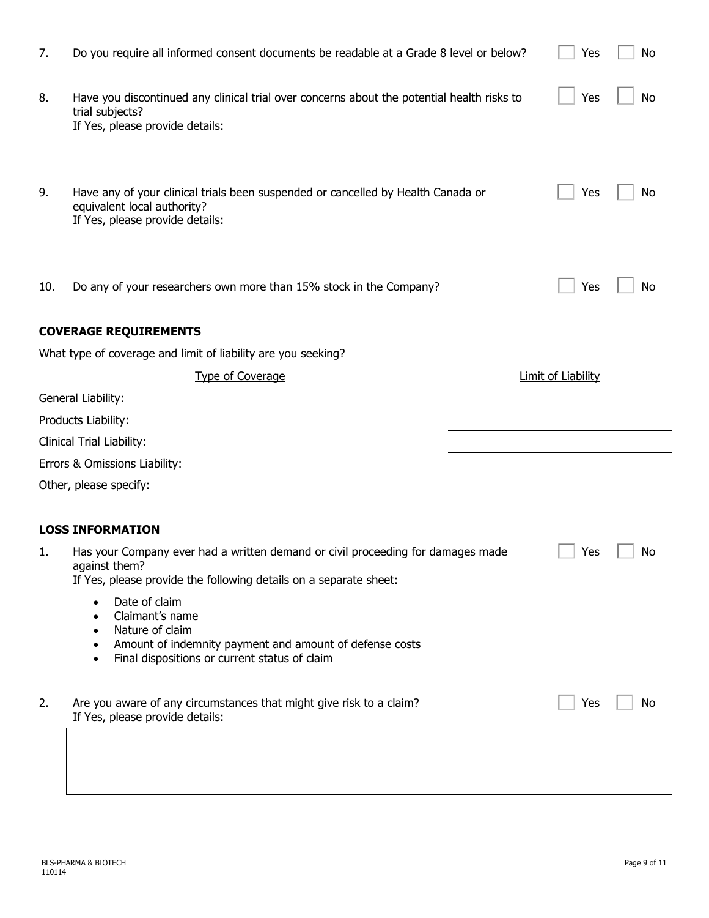7. Do you require all informed consent documents be readable at a Grade 8 level or below? ☐ Yes ☐ No

8. Have you discontinued any clinical trial over concerns about the potential health risks to trial subjects? ☐ Yes ☐ No
   If Yes, please provide details:

   ______________________________________________

9. Have any of your clinical trials been suspended or cancelled by Health Canada or equivalent local authority? ☐ Yes ☐ No
   If Yes, please provide details:

   ______________________________________________

10. Do any of your researchers own more than 15% stock in the Company? ☐ Yes ☐ No

**COVERAGE REQUIREMENTS**

What type of coverage and limit of liability are you seeking?

| Type of Coverage | Limit of Liability |
|---|---|
| General Liability: | |
| Products Liability: | |
| Clinical Trial Liability: | |
| Errors & Omissions Liability: | |
| Other, please specify: ____________ | |

**LOSS INFORMATION**

1. Has your Company ever had a written demand or civil proceeding for damages made against them? ☐ Yes ☐ No
   If Yes, please provide the following details on a separate sheet:
   - Date of claim
   - Claimant's name
   - Nature of claim
   - Amount of indemnity payment and amount of defense costs
   - Final dispositions or current status of claim

2. Are you aware of any circumstances that might give risk to a claim? ☐ Yes ☐ No
   If Yes, please provide details:

BLS-PHARMA & BIOTECH
110114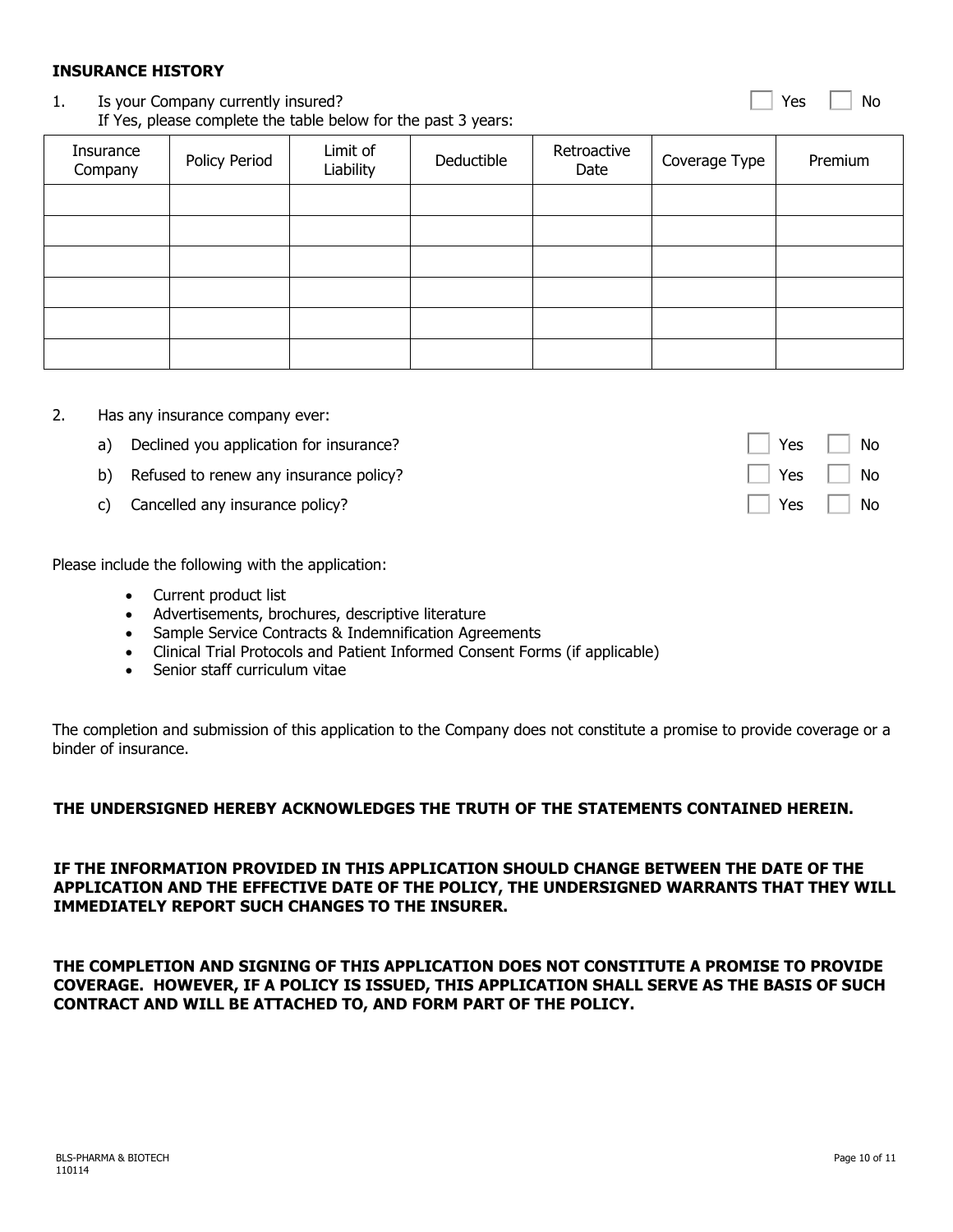**INSURANCE HISTORY**

1. Is your Company currently insured? ☐ Yes ☐ No
   If Yes, please complete the table below for the past 3 years:

| Insurance Company | Policy Period | Limit of Liability | Deductible | Retroactive Date | Coverage Type | Premium |
|---|---|---|---|---|---|---|
| | | | | | | |
| | | | | | | |
| | | | | | | |
| | | | | | | |
| | | | | | | |
| | | | | | | |

2. Has any insurance company ever:
   a) Declined you application for insurance? ☐ Yes ☐ No
   b) Refused to renew any insurance policy? ☐ Yes ☐ No
   c) Cancelled any insurance policy? ☐ Yes ☐ No

Please include the following with the application:

- Current product list
- Advertisements, brochures, descriptive literature
- Sample Service Contracts & Indemnification Agreements
- Clinical Trial Protocols and Patient Informed Consent Forms (if applicable)
- Senior staff curriculum vitae

The completion and submission of this application to the Company does not constitute a promise to provide coverage or a binder of insurance.

**THE UNDERSIGNED HEREBY ACKNOWLEDGES THE TRUTH OF THE STATEMENTS CONTAINED HEREIN.**

**IF THE INFORMATION PROVIDED IN THIS APPLICATION SHOULD CHANGE BETWEEN THE DATE OF THE APPLICATION AND THE EFFECTIVE DATE OF THE POLICY, THE UNDERSIGNED WARRANTS THAT THEY WILL IMMEDIATELY REPORT SUCH CHANGES TO THE INSURER.**

**THE COMPLETION AND SIGNING OF THIS APPLICATION DOES NOT CONSTITUTE A PROMISE TO PROVIDE COVERAGE. HOWEVER, IF A POLICY IS ISSUED, THIS APPLICATION SHALL SERVE AS THE BASIS OF SUCH CONTRACT AND WILL BE ATTACHED TO, AND FORM PART OF THE POLICY.**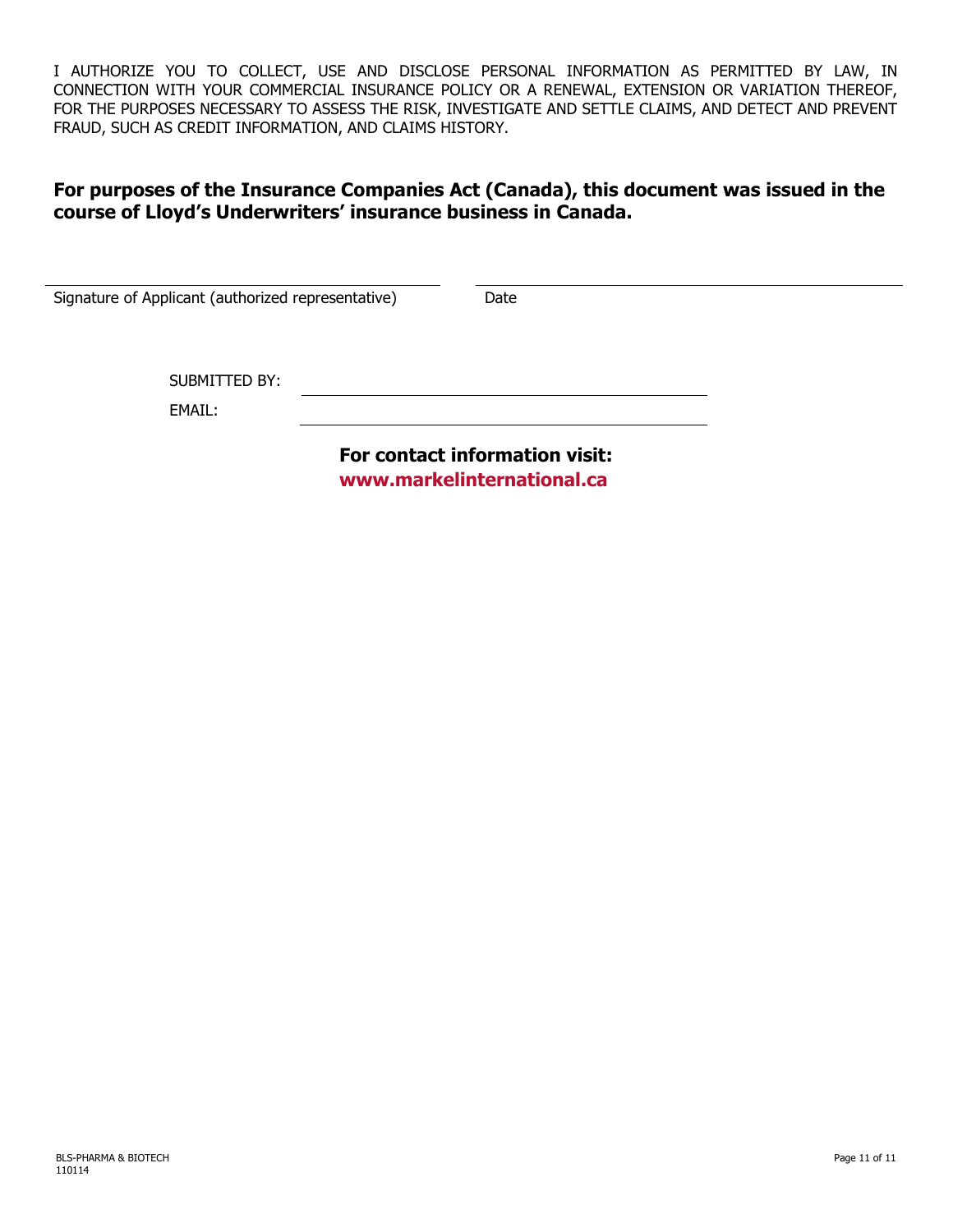I AUTHORIZE YOU TO COLLECT, USE AND DISCLOSE PERSONAL INFORMATION AS PERMITTED BY LAW, IN CONNECTION WITH YOUR COMMERCIAL INSURANCE POLICY OR A RENEWAL, EXTENSION OR VARIATION THEREOF, FOR THE PURPOSES NECESSARY TO ASSESS THE RISK, INVESTIGATE AND SETTLE CLAIMS, AND DETECT AND PREVENT FRAUD, SUCH AS CREDIT INFORMATION, AND CLAIMS HISTORY.

**For purposes of the Insurance Companies Act (Canada), this document was issued in the course of Lloyd's Underwriters' insurance business in Canada.**

Signature of Applicant (authorized representative) \_\_\_\_\_\_\_\_\_\_\_\_\_\_\_\_\_\_\_\_

Date \_\_\_\_\_\_\_\_\_\_\_\_\_\_\_\_\_\_\_\_

SUBMITTED BY: \_\_\_\_\_\_\_\_\_\_\_\_\_\_\_\_\_\_\_\_

EMAIL: \_\_\_\_\_\_\_\_\_\_\_\_\_\_\_\_\_\_\_\_

**For contact information visit:**
**www.markelinternational.ca**

BLS-PHARMA & BIOTECH
110114